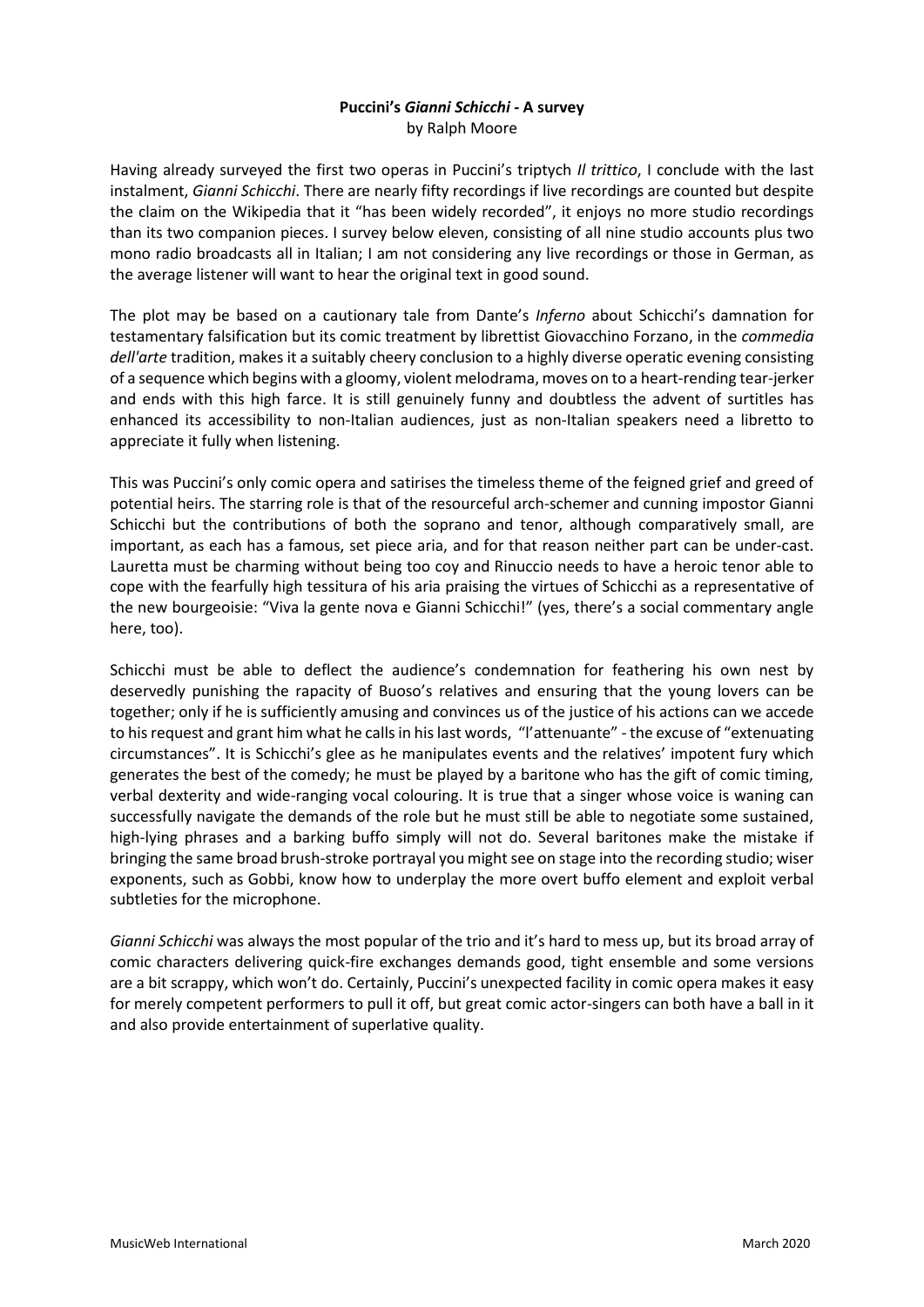**Puccini's *Gianni Schicchi* - A survey**

by Ralph Moore

Having already surveyed the first two operas in Puccini's triptych *Il trittico*, I conclude with the last instalment, *Gianni Schicchi*. There are nearly fifty recordings if live recordings are counted but despite the claim on the Wikipedia that it "has been widely recorded", it enjoys no more studio recordings than its two companion pieces. I survey below eleven, consisting of all nine studio accounts plus two mono radio broadcasts all in Italian; I am not considering any live recordings or those in German, as the average listener will want to hear the original text in good sound.

The plot may be based on a cautionary tale from Dante's *Inferno* about Schicchi's damnation for testamentary falsification but its comic treatment by librettist Giovacchino Forzano, in the *commedia dell'arte* tradition, makes it a suitably cheery conclusion to a highly diverse operatic evening consisting of a sequence which begins with a gloomy, violent melodrama, moves on to a heart-rending tear-jerker and ends with this high farce. It is still genuinely funny and doubtless the advent of surtitles has enhanced its accessibility to non-Italian audiences, just as non-Italian speakers need a libretto to appreciate it fully when listening.

This was Puccini's only comic opera and satirises the timeless theme of the feigned grief and greed of potential heirs. The starring role is that of the resourceful arch-schemer and cunning impostor Gianni Schicchi but the contributions of both the soprano and tenor, although comparatively small, are important, as each has a famous, set piece aria, and for that reason neither part can be under-cast. Lauretta must be charming without being too coy and Rinuccio needs to have a heroic tenor able to cope with the fearfully high tessitura of his aria praising the virtues of Schicchi as a representative of the new bourgeoisie: "Viva la gente nova e Gianni Schicchi!" (yes, there's a social commentary angle here, too).

Schicchi must be able to deflect the audience's condemnation for feathering his own nest by deservedly punishing the rapacity of Buoso's relatives and ensuring that the young lovers can be together; only if he is sufficiently amusing and convinces us of the justice of his actions can we accede to his request and grant him what he calls in his last words, "l'attenuante" - the excuse of "extenuating circumstances". It is Schicchi's glee as he manipulates events and the relatives' impotent fury which generates the best of the comedy; he must be played by a baritone who has the gift of comic timing, verbal dexterity and wide-ranging vocal colouring. It is true that a singer whose voice is waning can successfully navigate the demands of the role but he must still be able to negotiate some sustained, high-lying phrases and a barking buffo simply will not do. Several baritones make the mistake if bringing the same broad brush-stroke portrayal you might see on stage into the recording studio; wiser exponents, such as Gobbi, know how to underplay the more overt buffo element and exploit verbal subtleties for the microphone.

*Gianni Schicchi* was always the most popular of the trio and it's hard to mess up, but its broad array of comic characters delivering quick-fire exchanges demands good, tight ensemble and some versions are a bit scrappy, which won't do. Certainly, Puccini's unexpected facility in comic opera makes it easy for merely competent performers to pull it off, but great comic actor-singers can both have a ball in it and also provide entertainment of superlative quality.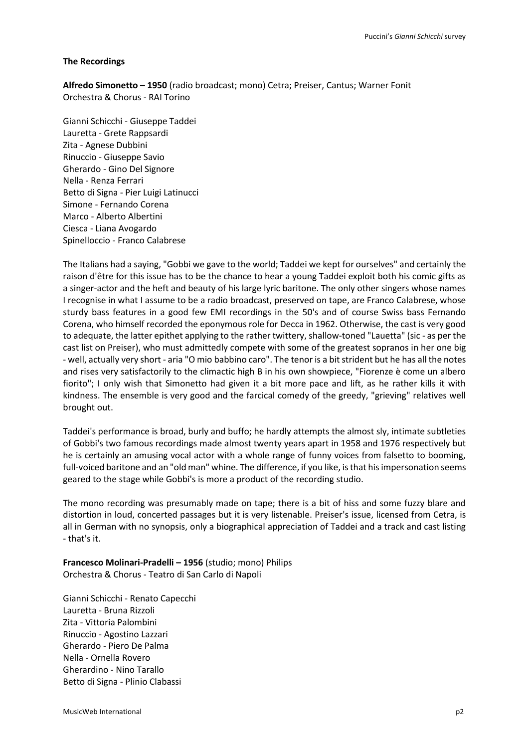**The Recordings**

**Alfredo Simonetto – 1950** (radio broadcast; mono) Cetra; Preiser, Cantus; Warner Fonit
Orchestra & Chorus - RAI Torino

Gianni Schicchi - Giuseppe Taddei
Lauretta - Grete Rappsardi
Zita - Agnese Dubbini
Rinuccio - Giuseppe Savio
Gherardo - Gino Del Signore
Nella - Renza Ferrari
Betto di Signa - Pier Luigi Latinucci
Simone - Fernando Corena
Marco - Alberto Albertini
Ciesca - Liana Avogardo
Spinelloccio - Franco Calabrese

The Italians had a saying, "Gobbi we gave to the world; Taddei we kept for ourselves" and certainly the raison d'être for this issue has to be the chance to hear a young Taddei exploit both his comic gifts as a singer-actor and the heft and beauty of his large lyric baritone. The only other singers whose names I recognise in what I assume to be a radio broadcast, preserved on tape, are Franco Calabrese, whose sturdy bass features in a good few EMI recordings in the 50's and of course Swiss bass Fernando Corena, who himself recorded the eponymous role for Decca in 1962. Otherwise, the cast is very good to adequate, the latter epithet applying to the rather twittery, shallow-toned "Lauetta" (sic - as per the cast list on Preiser), who must admittedly compete with some of the greatest sopranos in her one big - well, actually very short - aria "O mio babbino caro". The tenor is a bit strident but he has all the notes and rises very satisfactorily to the climactic high B in his own showpiece, "Fiorenze è come un albero fiorito"; I only wish that Simonetto had given it a bit more pace and lift, as he rather kills it with kindness. The ensemble is very good and the farcical comedy of the greedy, "grieving" relatives well brought out.

Taddei's performance is broad, burly and buffo; he hardly attempts the almost sly, intimate subtleties of Gobbi's two famous recordings made almost twenty years apart in 1958 and 1976 respectively but he is certainly an amusing vocal actor with a whole range of funny voices from falsetto to booming, full-voiced baritone and an "old man" whine. The difference, if you like, is that his impersonation seems geared to the stage while Gobbi's is more a product of the recording studio.

The mono recording was presumably made on tape; there is a bit of hiss and some fuzzy blare and distortion in loud, concerted passages but it is very listenable. Preiser's issue, licensed from Cetra, is all in German with no synopsis, only a biographical appreciation of Taddei and a track and cast listing - that's it.

**Francesco Molinari-Pradelli – 1956** (studio; mono) Philips
Orchestra & Chorus - Teatro di San Carlo di Napoli

Gianni Schicchi - Renato Capecchi
Lauretta - Bruna Rizzoli
Zita - Vittoria Palombini
Rinuccio - Agostino Lazzari
Gherardo - Piero De Palma
Nella - Ornella Rovero
Gherardino - Nino Tarallo
Betto di Signa - Plinio Clabassi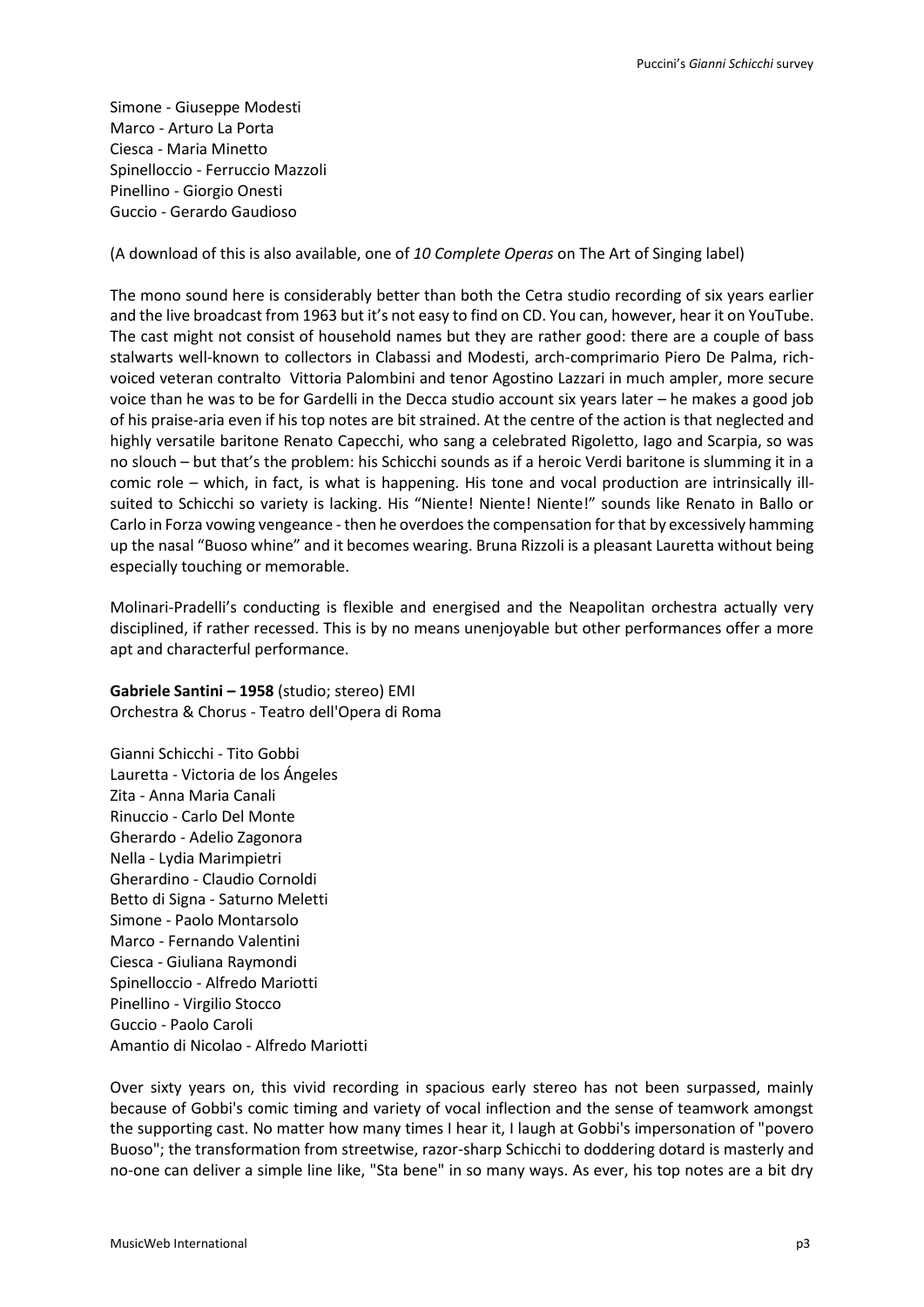Simone - Giuseppe Modesti
Marco - Arturo La Porta
Ciesca - Maria Minetto
Spinelloccio - Ferruccio Mazzoli
Pinellino - Giorgio Onesti
Guccio - Gerardo Gaudioso

(A download of this is also available, one of *10 Complete Operas* on The Art of Singing label)

The mono sound here is considerably better than both the Cetra studio recording of six years earlier and the live broadcast from 1963 but it's not easy to find on CD. You can, however, hear it on YouTube. The cast might not consist of household names but they are rather good: there are a couple of bass stalwarts well-known to collectors in Clabassi and Modesti, arch-comprimario Piero De Palma, rich-voiced veteran contralto Vittoria Palombini and tenor Agostino Lazzari in much ampler, more secure voice than he was to be for Gardelli in the Decca studio account six years later – he makes a good job of his praise-aria even if his top notes are bit strained. At the centre of the action is that neglected and highly versatile baritone Renato Capecchi, who sang a celebrated Rigoletto, Iago and Scarpia, so was no slouch – but that's the problem: his Schicchi sounds as if a heroic Verdi baritone is slumming it in a comic role – which, in fact, is what is happening. His tone and vocal production are intrinsically ill-suited to Schicchi so variety is lacking. His "Niente! Niente! Niente!" sounds like Renato in Ballo or Carlo in Forza vowing vengeance - then he overdoes the compensation for that by excessively hamming up the nasal "Buoso whine" and it becomes wearing. Bruna Rizzoli is a pleasant Lauretta without being especially touching or memorable.

Molinari-Pradelli's conducting is flexible and energised and the Neapolitan orchestra actually very disciplined, if rather recessed. This is by no means unenjoyable but other performances offer a more apt and characterful performance.

**Gabriele Santini – 1958** (studio; stereo) EMI
Orchestra & Chorus - Teatro dell'Opera di Roma

Gianni Schicchi - Tito Gobbi
Lauretta - Victoria de los Ángeles
Zita - Anna Maria Canali
Rinuccio - Carlo Del Monte
Gherardo - Adelio Zagonora
Nella - Lydia Marimpietri
Gherardino - Claudio Cornoldi
Betto di Signa - Saturno Meletti
Simone - Paolo Montarsolo
Marco - Fernando Valentini
Ciesca - Giuliana Raymondi
Spinelloccio - Alfredo Mariotti
Pinellino - Virgilio Stocco
Guccio - Paolo Caroli
Amantio di Nicolao - Alfredo Mariotti

Over sixty years on, this vivid recording in spacious early stereo has not been surpassed, mainly because of Gobbi's comic timing and variety of vocal inflection and the sense of teamwork amongst the supporting cast. No matter how many times I hear it, I laugh at Gobbi's impersonation of "povero Buoso"; the transformation from streetwise, razor-sharp Schicchi to doddering dotard is masterly and no-one can deliver a simple line like, "Sta bene" in so many ways. As ever, his top notes are a bit dry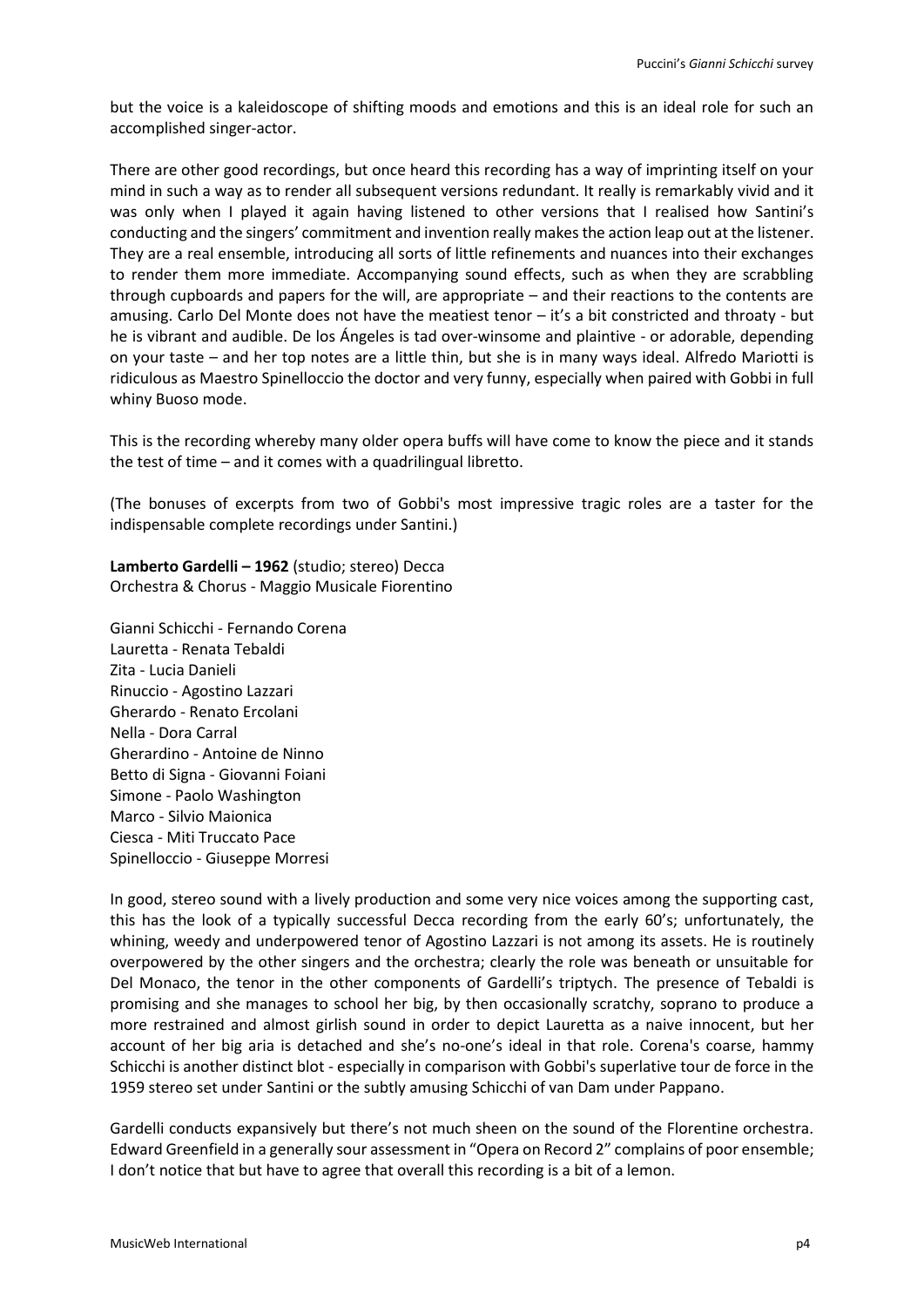but the voice is a kaleidoscope of shifting moods and emotions and this is an ideal role for such an accomplished singer-actor.

There are other good recordings, but once heard this recording has a way of imprinting itself on your mind in such a way as to render all subsequent versions redundant. It really is remarkably vivid and it was only when I played it again having listened to other versions that I realised how Santini's conducting and the singers' commitment and invention really makes the action leap out at the listener. They are a real ensemble, introducing all sorts of little refinements and nuances into their exchanges to render them more immediate. Accompanying sound effects, such as when they are scrabbling through cupboards and papers for the will, are appropriate – and their reactions to the contents are amusing. Carlo Del Monte does not have the meatiest tenor – it's a bit constricted and throaty - but he is vibrant and audible. De los Ángeles is tad over-winsome and plaintive - or adorable, depending on your taste – and her top notes are a little thin, but she is in many ways ideal. Alfredo Mariotti is ridiculous as Maestro Spinelloccio the doctor and very funny, especially when paired with Gobbi in full whiny Buoso mode.

This is the recording whereby many older opera buffs will have come to know the piece and it stands the test of time – and it comes with a quadrilingual libretto.

(The bonuses of excerpts from two of Gobbi's most impressive tragic roles are a taster for the indispensable complete recordings under Santini.)

**Lamberto Gardelli – 1962** (studio; stereo) Decca
Orchestra & Chorus - Maggio Musicale Fiorentino

Gianni Schicchi - Fernando Corena
Lauretta - Renata Tebaldi
Zita - Lucia Danieli
Rinuccio - Agostino Lazzari
Gherardo - Renato Ercolani
Nella - Dora Carral
Gherardino - Antoine de Ninno
Betto di Signa - Giovanni Foiani
Simone - Paolo Washington
Marco - Silvio Maionica
Ciesca - Miti Truccato Pace
Spinelloccio - Giuseppe Morresi

In good, stereo sound with a lively production and some very nice voices among the supporting cast, this has the look of a typically successful Decca recording from the early 60's; unfortunately, the whining, weedy and underpowered tenor of Agostino Lazzari is not among its assets. He is routinely overpowered by the other singers and the orchestra; clearly the role was beneath or unsuitable for Del Monaco, the tenor in the other components of Gardelli's triptych. The presence of Tebaldi is promising and she manages to school her big, by then occasionally scratchy, soprano to produce a more restrained and almost girlish sound in order to depict Lauretta as a naive innocent, but her account of her big aria is detached and she's no-one's ideal in that role. Corena's coarse, hammy Schicchi is another distinct blot - especially in comparison with Gobbi's superlative tour de force in the 1959 stereo set under Santini or the subtly amusing Schicchi of van Dam under Pappano.

Gardelli conducts expansively but there's not much sheen on the sound of the Florentine orchestra. Edward Greenfield in a generally sour assessment in "Opera on Record 2" complains of poor ensemble; I don't notice that but have to agree that overall this recording is a bit of a lemon.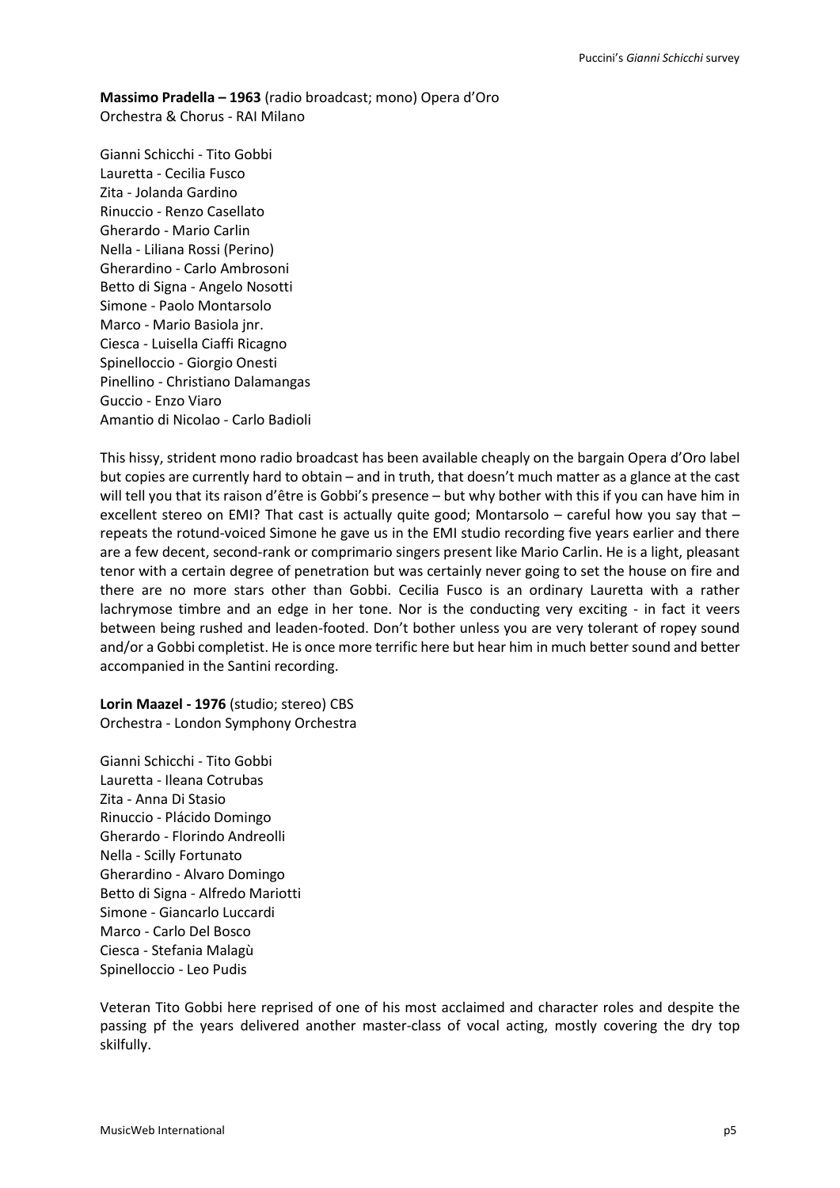**Massimo Pradella – 1963** (radio broadcast; mono) Opera d'Oro
Orchestra & Chorus - RAI Milano

Gianni Schicchi - Tito Gobbi
Lauretta - Cecilia Fusco
Zita - Jolanda Gardino
Rinuccio - Renzo Casellato
Gherardo - Mario Carlin
Nella - Liliana Rossi (Perino)
Gherardino - Carlo Ambrosoni
Betto di Signa - Angelo Nosotti
Simone - Paolo Montarsolo
Marco - Mario Basiola jnr.
Ciesca - Luisella Ciaffi Ricagno
Spinelloccio - Giorgio Onesti
Pinellino - Christiano Dalamangas
Guccio - Enzo Viaro
Amantio di Nicolao - Carlo Badioli

This hissy, strident mono radio broadcast has been available cheaply on the bargain Opera d'Oro label but copies are currently hard to obtain – and in truth, that doesn't much matter as a glance at the cast will tell you that its raison d'être is Gobbi's presence – but why bother with this if you can have him in excellent stereo on EMI? That cast is actually quite good; Montarsolo – careful how you say that – repeats the rotund-voiced Simone he gave us in the EMI studio recording five years earlier and there are a few decent, second-rank or comprimario singers present like Mario Carlin. He is a light, pleasant tenor with a certain degree of penetration but was certainly never going to set the house on fire and there are no more stars other than Gobbi. Cecilia Fusco is an ordinary Lauretta with a rather lachrymose timbre and an edge in her tone. Nor is the conducting very exciting - in fact it veers between being rushed and leaden-footed. Don't bother unless you are very tolerant of ropey sound and/or a Gobbi completist. He is once more terrific here but hear him in much better sound and better accompanied in the Santini recording.

**Lorin Maazel - 1976** (studio; stereo) CBS
Orchestra - London Symphony Orchestra

Gianni Schicchi - Tito Gobbi
Lauretta - Ileana Cotrubas
Zita - Anna Di Stasio
Rinuccio - Plácido Domingo
Gherardo - Florindo Andreolli
Nella - Scilly Fortunato
Gherardino - Alvaro Domingo
Betto di Signa - Alfredo Mariotti
Simone - Giancarlo Luccardi
Marco - Carlo Del Bosco
Ciesca - Stefania Malagù
Spinelloccio - Leo Pudis

Veteran Tito Gobbi here reprised of one of his most acclaimed and character roles and despite the passing pf the years delivered another master-class of vocal acting, mostly covering the dry top skilfully.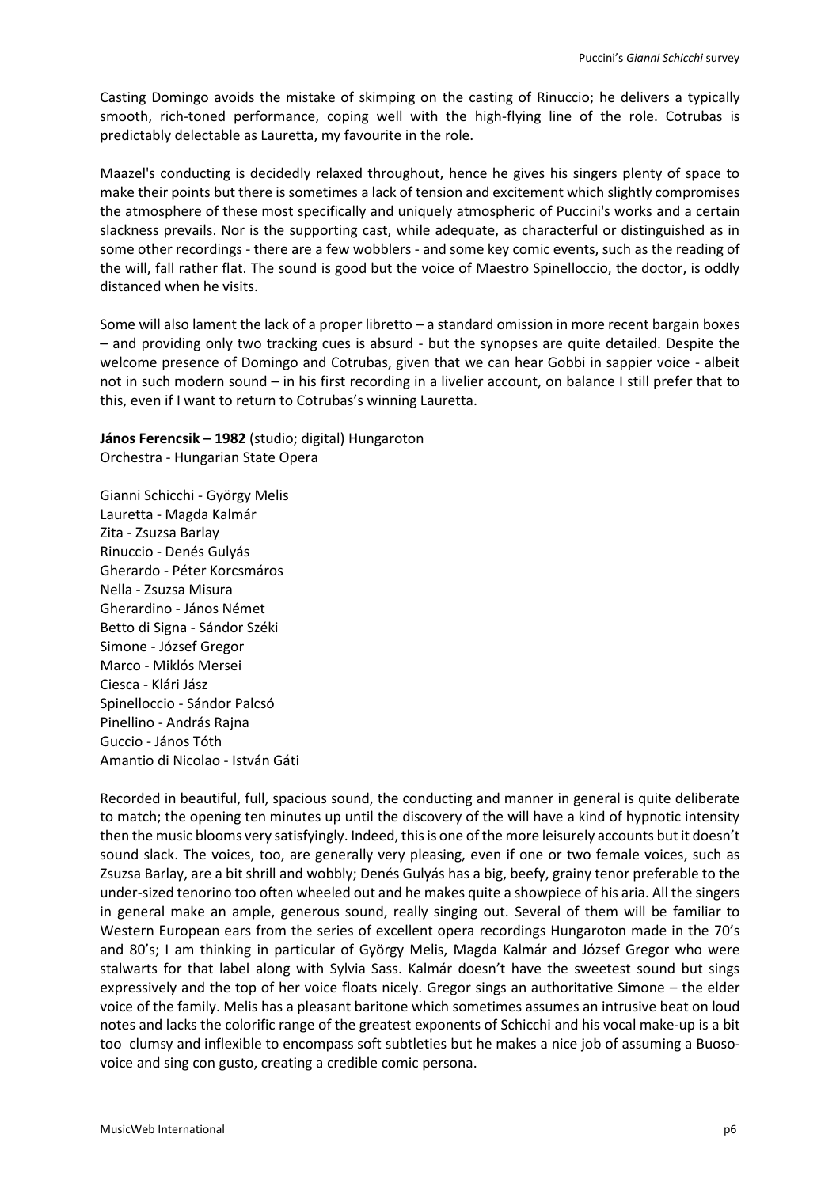Casting Domingo avoids the mistake of skimping on the casting of Rinuccio; he delivers a typically smooth, rich-toned performance, coping well with the high-flying line of the role. Cotrubas is predictably delectable as Lauretta, my favourite in the role.

Maazel's conducting is decidedly relaxed throughout, hence he gives his singers plenty of space to make their points but there is sometimes a lack of tension and excitement which slightly compromises the atmosphere of these most specifically and uniquely atmospheric of Puccini's works and a certain slackness prevails. Nor is the supporting cast, while adequate, as characterful or distinguished as in some other recordings - there are a few wobblers - and some key comic events, such as the reading of the will, fall rather flat. The sound is good but the voice of Maestro Spinelloccio, the doctor, is oddly distanced when he visits.

Some will also lament the lack of a proper libretto – a standard omission in more recent bargain boxes – and providing only two tracking cues is absurd - but the synopses are quite detailed. Despite the welcome presence of Domingo and Cotrubas, given that we can hear Gobbi in sappier voice - albeit not in such modern sound – in his first recording in a livelier account, on balance I still prefer that to this, even if I want to return to Cotrubas's winning Lauretta.

**János Ferencsik – 1982** (studio; digital) Hungaroton
Orchestra - Hungarian State Opera

Gianni Schicchi - György Melis
Lauretta - Magda Kalmár
Zita - Zsuzsa Barlay
Rinuccio - Denés Gulyás
Gherardo - Péter Korcsmáros
Nella - Zsuzsa Misura
Gherardino - János Német
Betto di Signa - Sándor Széki
Simone - József Gregor
Marco - Miklós Mersei
Ciesca - Klári Jász
Spinelloccio - Sándor Palcsó
Pinellino - András Rajna
Guccio - János Tóth
Amantio di Nicolao - István Gáti

Recorded in beautiful, full, spacious sound, the conducting and manner in general is quite deliberate to match; the opening ten minutes up until the discovery of the will have a kind of hypnotic intensity then the music blooms very satisfyingly. Indeed, this is one of the more leisurely accounts but it doesn't sound slack. The voices, too, are generally very pleasing, even if one or two female voices, such as Zsuzsa Barlay, are a bit shrill and wobbly; Denés Gulyás has a big, beefy, grainy tenor preferable to the under-sized tenorino too often wheeled out and he makes quite a showpiece of his aria. All the singers in general make an ample, generous sound, really singing out. Several of them will be familiar to Western European ears from the series of excellent opera recordings Hungaroton made in the 70's and 80's; I am thinking in particular of György Melis, Magda Kalmár and József Gregor who were stalwarts for that label along with Sylvia Sass. Kalmár doesn't have the sweetest sound but sings expressively and the top of her voice floats nicely. Gregor sings an authoritative Simone – the elder voice of the family. Melis has a pleasant baritone which sometimes assumes an intrusive beat on loud notes and lacks the colorific range of the greatest exponents of Schicchi and his vocal make-up is a bit too clumsy and inflexible to encompass soft subtleties but he makes a nice job of assuming a Buoso-voice and sing con gusto, creating a credible comic persona.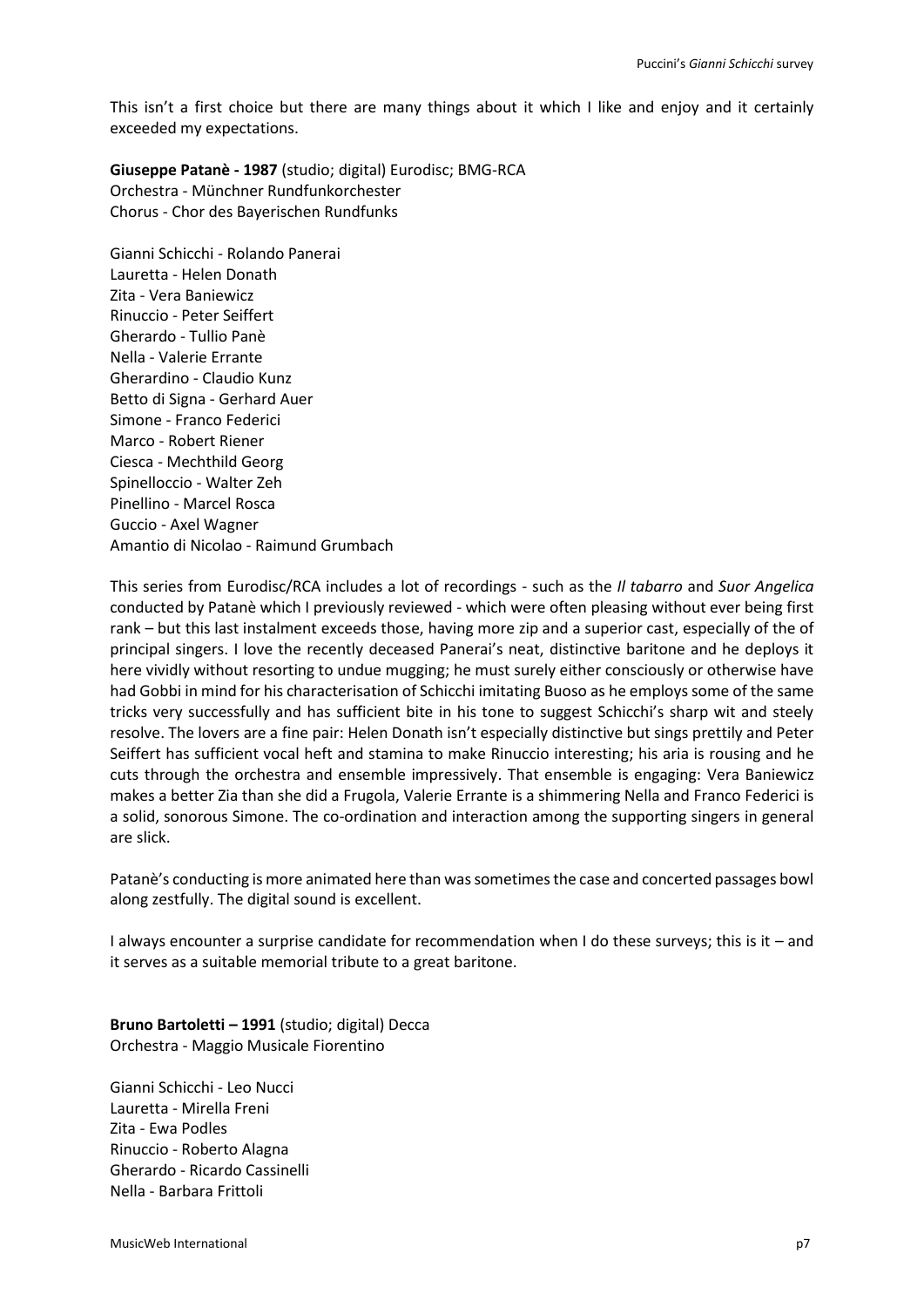This isn't a first choice but there are many things about it which I like and enjoy and it certainly exceeded my expectations.

**Giuseppe Patanè - 1987** (studio; digital) Eurodisc; BMG-RCA
Orchestra - Münchner Rundfunkorchester
Chorus - Chor des Bayerischen Rundfunks

Gianni Schicchi - Rolando Panerai
Lauretta - Helen Donath
Zita - Vera Baniewicz
Rinuccio - Peter Seiffert
Gherardo - Tullio Panè
Nella - Valerie Errante
Gherardino - Claudio Kunz
Betto di Signa - Gerhard Auer
Simone - Franco Federici
Marco - Robert Riener
Ciesca - Mechthild Georg
Spinelloccio - Walter Zeh
Pinellino - Marcel Rosca
Guccio - Axel Wagner
Amantio di Nicolao - Raimund Grumbach

This series from Eurodisc/RCA includes a lot of recordings - such as the *Il tabarro* and *Suor Angelica* conducted by Patanè which I previously reviewed - which were often pleasing without ever being first rank – but this last instalment exceeds those, having more zip and a superior cast, especially of the of principal singers. I love the recently deceased Panerai's neat, distinctive baritone and he deploys it here vividly without resorting to undue mugging; he must surely either consciously or otherwise have had Gobbi in mind for his characterisation of Schicchi imitating Buoso as he employs some of the same tricks very successfully and has sufficient bite in his tone to suggest Schicchi's sharp wit and steely resolve. The lovers are a fine pair: Helen Donath isn't especially distinctive but sings prettily and Peter Seiffert has sufficient vocal heft and stamina to make Rinuccio interesting; his aria is rousing and he cuts through the orchestra and ensemble impressively. That ensemble is engaging: Vera Baniewicz makes a better Zia than she did a Frugola, Valerie Errante is a shimmering Nella and Franco Federici is a solid, sonorous Simone. The co-ordination and interaction among the supporting singers in general are slick.

Patanè's conducting is more animated here than was sometimes the case and concerted passages bowl along zestfully. The digital sound is excellent.

I always encounter a surprise candidate for recommendation when I do these surveys; this is it – and it serves as a suitable memorial tribute to a great baritone.

**Bruno Bartoletti – 1991** (studio; digital) Decca
Orchestra - Maggio Musicale Fiorentino

Gianni Schicchi - Leo Nucci
Lauretta - Mirella Freni
Zita - Ewa Podles
Rinuccio - Roberto Alagna
Gherardo - Ricardo Cassinelli
Nella - Barbara Frittoli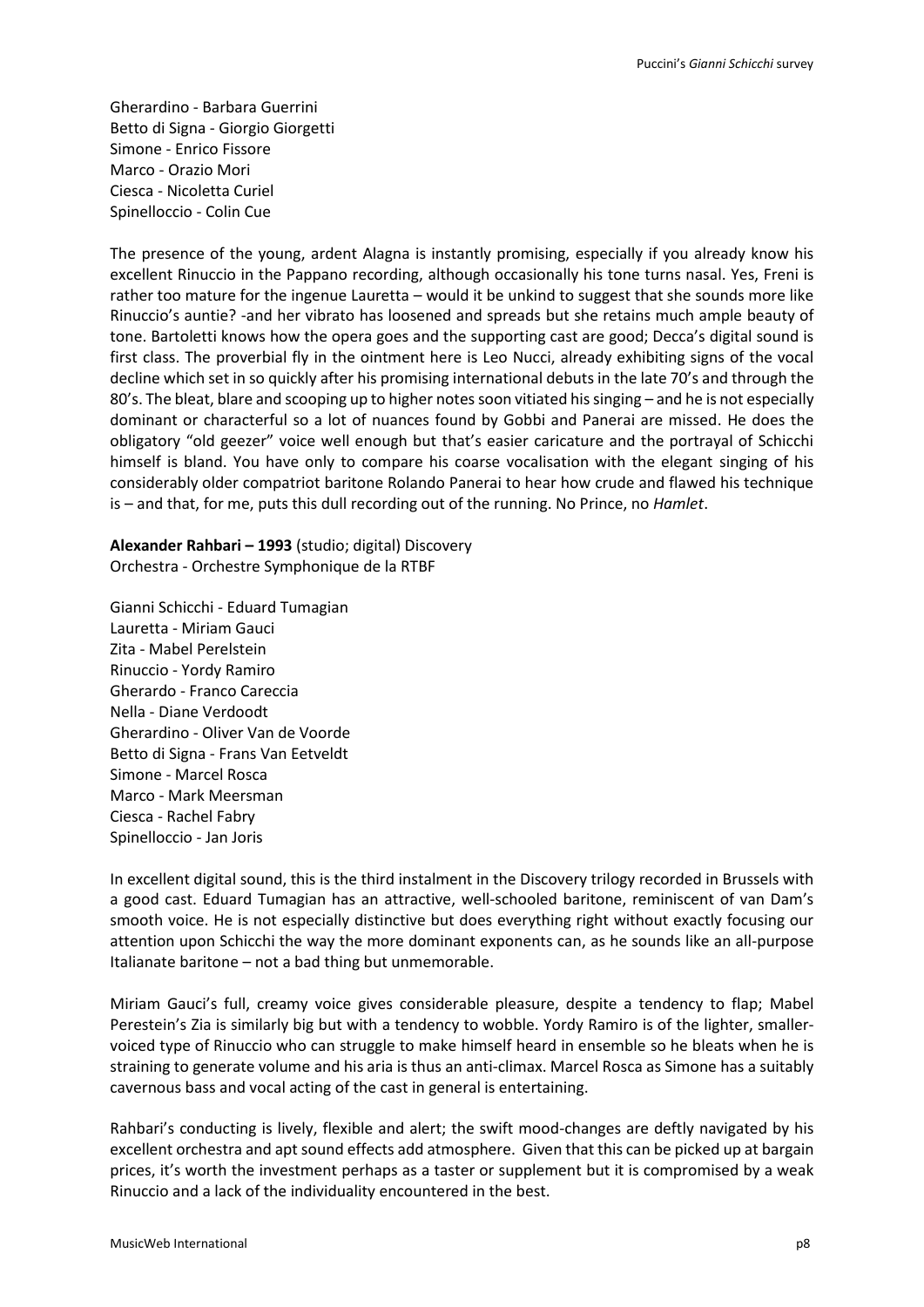Gherardino - Barbara Guerrini
Betto di Signa - Giorgio Giorgetti
Simone - Enrico Fissore
Marco - Orazio Mori
Ciesca - Nicoletta Curiel
Spinelloccio - Colin Cue

The presence of the young, ardent Alagna is instantly promising, especially if you already know his excellent Rinuccio in the Pappano recording, although occasionally his tone turns nasal. Yes, Freni is rather too mature for the ingenue Lauretta – would it be unkind to suggest that she sounds more like Rinuccio's auntie? -and her vibrato has loosened and spreads but she retains much ample beauty of tone. Bartoletti knows how the opera goes and the supporting cast are good; Decca's digital sound is first class. The proverbial fly in the ointment here is Leo Nucci, already exhibiting signs of the vocal decline which set in so quickly after his promising international debuts in the late 70's and through the 80's. The bleat, blare and scooping up to higher notes soon vitiated his singing – and he is not especially dominant or characterful so a lot of nuances found by Gobbi and Panerai are missed. He does the obligatory "old geezer" voice well enough but that's easier caricature and the portrayal of Schicchi himself is bland. You have only to compare his coarse vocalisation with the elegant singing of his considerably older compatriot baritone Rolando Panerai to hear how crude and flawed his technique is – and that, for me, puts this dull recording out of the running. No Prince, no *Hamlet*.

**Alexander Rahbari – 1993** (studio; digital) Discovery
Orchestra - Orchestre Symphonique de la RTBF

Gianni Schicchi - Eduard Tumagian
Lauretta - Miriam Gauci
Zita - Mabel Perelstein
Rinuccio - Yordy Ramiro
Gherardo - Franco Careccia
Nella - Diane Verdoodt
Gherardino - Oliver Van de Voorde
Betto di Signa - Frans Van Eetveldt
Simone - Marcel Rosca
Marco - Mark Meersman
Ciesca - Rachel Fabry
Spinelloccio - Jan Joris

In excellent digital sound, this is the third instalment in the Discovery trilogy recorded in Brussels with a good cast. Eduard Tumagian has an attractive, well-schooled baritone, reminiscent of van Dam's smooth voice. He is not especially distinctive but does everything right without exactly focusing our attention upon Schicchi the way the more dominant exponents can, as he sounds like an all-purpose Italianate baritone – not a bad thing but unmemorable.

Miriam Gauci's full, creamy voice gives considerable pleasure, despite a tendency to flap; Mabel Perestein's Zia is similarly big but with a tendency to wobble. Yordy Ramiro is of the lighter, smaller-voiced type of Rinuccio who can struggle to make himself heard in ensemble so he bleats when he is straining to generate volume and his aria is thus an anti-climax. Marcel Rosca as Simone has a suitably cavernous bass and vocal acting of the cast in general is entertaining.

Rahbari's conducting is lively, flexible and alert; the swift mood-changes are deftly navigated by his excellent orchestra and apt sound effects add atmosphere. Given that this can be picked up at bargain prices, it's worth the investment perhaps as a taster or supplement but it is compromised by a weak Rinuccio and a lack of the individuality encountered in the best.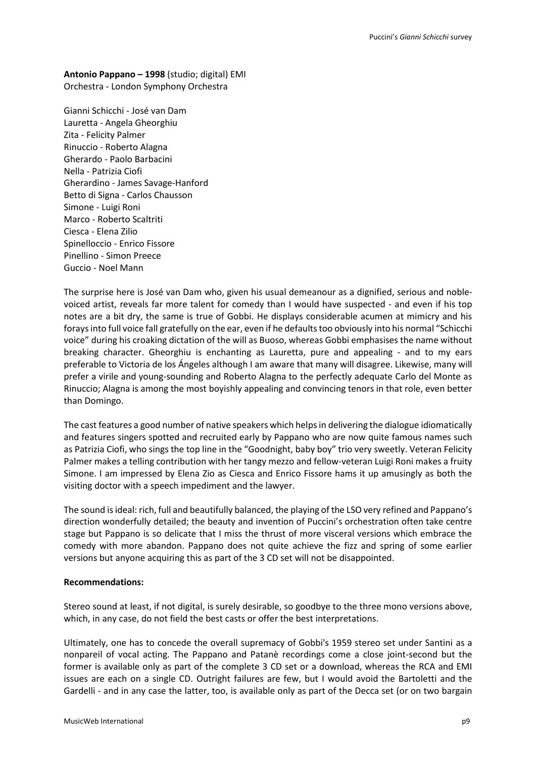**Antonio Pappano – 1998** (studio; digital) EMI
Orchestra - London Symphony Orchestra

Gianni Schicchi - José van Dam
Lauretta - Angela Gheorghiu
Zita - Felicity Palmer
Rinuccio - Roberto Alagna
Gherardo - Paolo Barbacini
Nella - Patrizia Ciofi
Gherardino - James Savage-Hanford
Betto di Signa - Carlos Chausson
Simone - Luigi Roni
Marco - Roberto Scaltriti
Ciesca - Elena Zilio
Spinelloccio - Enrico Fissore
Pinellino - Simon Preece
Guccio - Noel Mann

The surprise here is José van Dam who, given his usual demeanour as a dignified, serious and noble-voiced artist, reveals far more talent for comedy than I would have suspected - and even if his top notes are a bit dry, the same is true of Gobbi. He displays considerable acumen at mimicry and his forays into full voice fall gratefully on the ear, even if he defaults too obviously into his normal "Schicchi voice" during his croaking dictation of the will as Buoso, whereas Gobbi emphasises the name without breaking character. Gheorghiu is enchanting as Lauretta, pure and appealing - and to my ears preferable to Victoria de los Ángeles although I am aware that many will disagree. Likewise, many will prefer a virile and young-sounding and Roberto Alagna to the perfectly adequate Carlo del Monte as Rinuccio; Alagna is among the most boyishly appealing and convincing tenors in that role, even better than Domingo.

The cast features a good number of native speakers which helps in delivering the dialogue idiomatically and features singers spotted and recruited early by Pappano who are now quite famous names such as Patrizia Ciofi, who sings the top line in the "Goodnight, baby boy" trio very sweetly. Veteran Felicity Palmer makes a telling contribution with her tangy mezzo and fellow-veteran Luigi Roni makes a fruity Simone. I am impressed by Elena Zio as Ciesca and Enrico Fissore hams it up amusingly as both the visiting doctor with a speech impediment and the lawyer.

The sound is ideal: rich, full and beautifully balanced, the playing of the LSO very refined and Pappano's direction wonderfully detailed; the beauty and invention of Puccini's orchestration often take centre stage but Pappano is so delicate that I miss the thrust of more visceral versions which embrace the comedy with more abandon. Pappano does not quite achieve the fizz and spring of some earlier versions but anyone acquiring this as part of the 3 CD set will not be disappointed.

**Recommendations:**

Stereo sound at least, if not digital, is surely desirable, so goodbye to the three mono versions above, which, in any case, do not field the best casts or offer the best interpretations.

Ultimately, one has to concede the overall supremacy of Gobbi's 1959 stereo set under Santini as a nonpareil of vocal acting. The Pappano and Patanè recordings come a close joint-second but the former is available only as part of the complete 3 CD set or a download, whereas the RCA and EMI issues are each on a single CD. Outright failures are few, but I would avoid the Bartoletti and the Gardelli - and in any case the latter, too, is available only as part of the Decca set (or on two bargain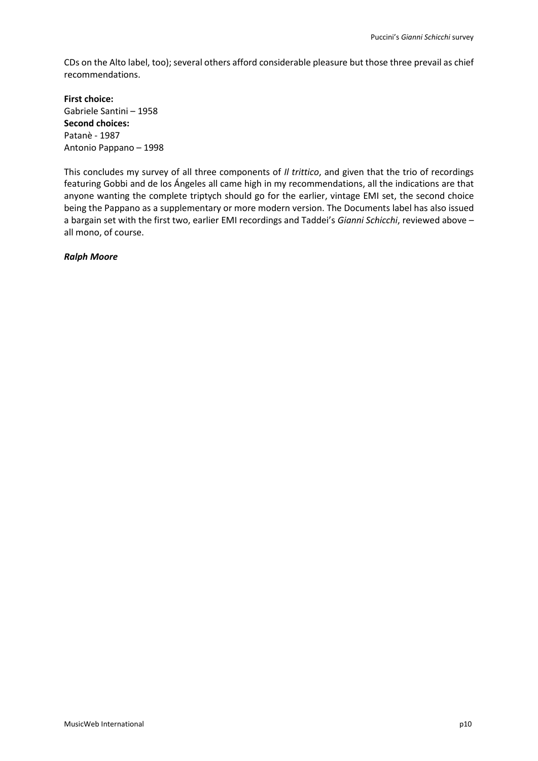CDs on the Alto label, too); several others afford considerable pleasure but those three prevail as chief recommendations.

**First choice:**
Gabriele Santini – 1958
**Second choices:**
Patanè - 1987
Antonio Pappano – 1998

This concludes my survey of all three components of *Il trittico*, and given that the trio of recordings featuring Gobbi and de los Ángeles all came high in my recommendations, all the indications are that anyone wanting the complete triptych should go for the earlier, vintage EMI set, the second choice being the Pappano as a supplementary or more modern version. The Documents label has also issued a bargain set with the first two, earlier EMI recordings and Taddei's *Gianni Schicchi*, reviewed above – all mono, of course.

***Ralph Moore***